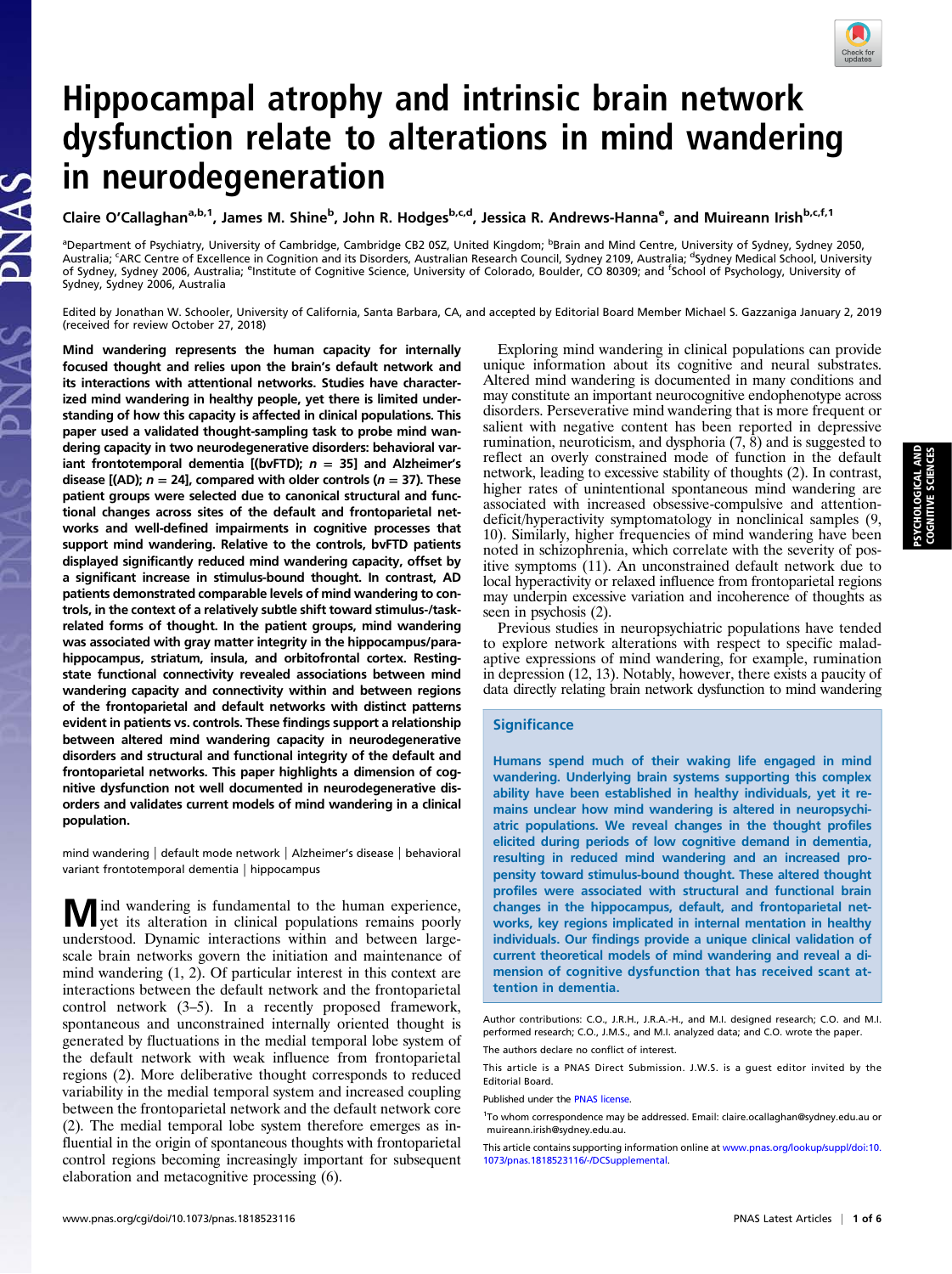# Hippocampal atrophy and intrinsic brain network dysfunction relate to alterations in mind wandering in neurodegeneration

Claire O'Callaghan[a,b,1], James M. Shine[b], John R. Hodges[b,c,d], Jessica R. Andrews-Hanna[e], and Muireann Irish[b,c,f,1]

[a]Department of Psychiatry, University of Cambridge, Cambridge CB2 0SZ, United Kingdom; [b]Brain and Mind Centre, University of Sydney, Sydney 2050, Australia; [c]ARC Centre of Excellence in Cognition and its Disorders, Australian Research Council, Sydney 2109, Australia; [d]Sydney Medical School, University of Sydney, Sydney 2006, Australia; [e]Institute of Cognitive Science, University of Colorado, Boulder, CO 80309; and [f]School of Psychology, University of Sydney, Sydney 2006, Australia

Edited by Jonathan W. Schooler, University of California, Santa Barbara, CA, and accepted by Editorial Board Member Michael S. Gazzaniga January 2, 2019 (received for review October 27, 2018)

**Mind wandering represents the human capacity for internally focused thought and relies upon the brain's default network and its interactions with attentional networks. Studies have characterized mind wandering in healthy people, yet there is limited understanding of how this capacity is affected in clinical populations. This paper used a validated thought-sampling task to probe mind wandering capacity in two neurodegenerative disorders: behavioral variant frontotemporal dementia [(bvFTD); $n$ = 35] and Alzheimer's disease [(AD); $n$ = 24], compared with older controls ($n$ = 37). These patient groups were selected due to canonical structural and functional changes across sites of the default and frontoparietal networks and well-defined impairments in cognitive processes that support mind wandering. Relative to the controls, bvFTD patients displayed significantly reduced mind wandering capacity, offset by a significant increase in stimulus-bound thought. In contrast, AD patients demonstrated comparable levels of mind wandering to controls, in the context of a relatively subtle shift toward stimulus-/task-related forms of thought. In the patient groups, mind wandering was associated with gray matter integrity in the hippocampus/parahippocampus, striatum, insula, and orbitofrontal cortex. Resting-state functional connectivity revealed associations between mind wandering capacity and connectivity within and between regions of the frontoparietal and default networks with distinct patterns evident in patients vs. controls. These findings support a relationship between altered mind wandering capacity in neurodegenerative disorders and structural and functional integrity of the default and frontoparietal networks. This paper highlights a dimension of cognitive dysfunction not well documented in neurodegenerative disorders and validates current models of mind wandering in a clinical population.**

mind wandering | default mode network | Alzheimer's disease | behavioral variant frontotemporal dementia | hippocampus

Mind wandering is fundamental to the human experience, yet its alteration in clinical populations remains poorly understood. Dynamic interactions within and between large-scale brain networks govern the initiation and maintenance of mind wandering (1, 2). Of particular interest in this context are interactions between the default network and the frontoparietal control network (3–5). In a recently proposed framework, spontaneous and unconstrained internally oriented thought is generated by fluctuations in the medial temporal lobe system of the default network with weak influence from frontoparietal regions (2). More deliberative thought corresponds to reduced variability in the medial temporal system and increased coupling between the frontoparietal network and the default network core (2). The medial temporal lobe system therefore emerges as influential in the origin of spontaneous thoughts with frontoparietal control regions becoming increasingly important for subsequent elaboration and metacognitive processing (6).

Exploring mind wandering in clinical populations can provide unique information about its cognitive and neural substrates. Altered mind wandering is documented in many conditions and may constitute an important neurocognitive endophenotype across disorders. Perseverative mind wandering that is more frequent or salient with negative content has been reported in depressive rumination, neuroticism, and dysphoria (7, 8) and is suggested to reflect an overly constrained mode of function in the default network, leading to excessive stability of thoughts (2). In contrast, higher rates of unintentional spontaneous mind wandering are associated with increased obsessive-compulsive and attention-deficit/hyperactivity symptomatology in nonclinical samples (9, 10). Similarly, higher frequencies of mind wandering have been noted in schizophrenia, which correlate with the severity of positive symptoms (11). An unconstrained default network due to local hyperactivity or relaxed influence from frontoparietal regions may underpin excessive variation and incoherence of thoughts as seen in psychosis (2).

Previous studies in neuropsychiatric populations have tended to explore network alterations with respect to specific maladaptive expressions of mind wandering, for example, rumination in depression (12, 13). Notably, however, there exists a paucity of data directly relating brain network dysfunction to mind wandering

## Significance

Humans spend much of their waking life engaged in mind wandering. Underlying brain systems supporting this complex ability have been established in healthy individuals, yet it remains unclear how mind wandering is altered in neuropsychiatric populations. We reveal changes in the thought profiles elicited during periods of low cognitive demand in dementia, resulting in reduced mind wandering and an increased propensity toward stimulus-bound thought. These altered thought profiles were associated with structural and functional brain changes in the hippocampus, default, and frontoparietal networks, key regions implicated in internal mentation in healthy individuals. Our findings provide a unique clinical validation of current theoretical models of mind wandering and reveal a dimension of cognitive dysfunction that has received scant attention in dementia.

Author contributions: C.O., J.R.H., J.R.A.-H., and M.I. designed research; C.O. and M.I. performed research; C.O., J.M.S., and M.I. analyzed data; and C.O. wrote the paper.

The authors declare no conflict of interest.

This article is a PNAS Direct Submission. J.W.S. is a guest editor invited by the Editorial Board.

Published under the PNAS license.

[1]To whom correspondence may be addressed. Email: claire.ocallaghan@sydney.edu.au or muireann.irish@sydney.edu.au.

This article contains supporting information online at www.pnas.org/lookup/suppl/doi:10.1073/pnas.1818523116/-/DCSupplemental.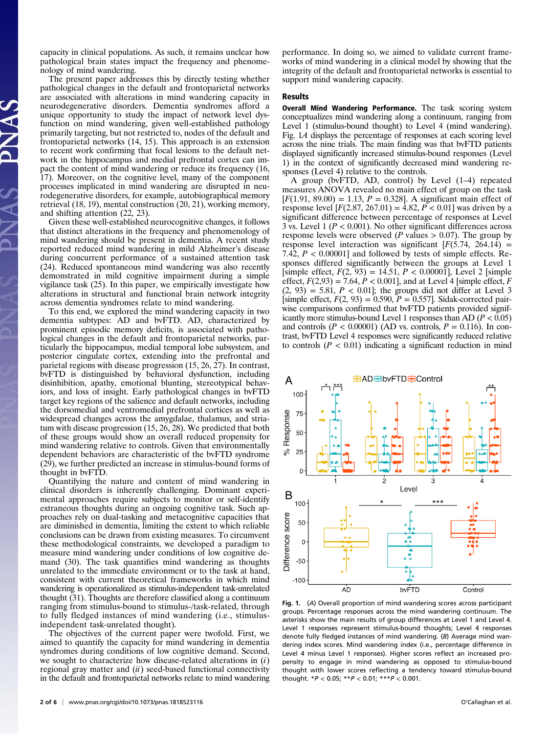capacity in clinical populations. As such, it remains unclear how pathological brain states impact the frequency and phenomenology of mind wandering.

The present paper addresses this by directly testing whether pathological changes in the default and frontoparietal networks are associated with alterations in mind wandering capacity in neurodegenerative disorders. Dementia syndromes afford a unique opportunity to study the impact of network level dysfunction on mind wandering, given well-established pathology primarily targeting, but not restricted to, nodes of the default and frontoparietal networks (14, 15). This approach is an extension to recent work confirming that focal lesions to the default network in the hippocampus and medial prefrontal cortex can impact the content of mind wandering or reduce its frequency (16, 17). Moreover, on the cognitive level, many of the component processes implicated in mind wandering are disrupted in neurodegenerative disorders, for example, autobiographical memory retrieval (18, 19), mental construction (20, 21), working memory, and shifting attention (22, 23).

Given these well-established neurocognitive changes, it follows that distinct alterations in the frequency and phenomenology of mind wandering should be present in dementia. A recent study reported reduced mind wandering in mild Alzheimer's disease during concurrent performance of a sustained attention task (24). Reduced spontaneous mind wandering was also recently demonstrated in mild cognitive impairment during a simple vigilance task (25). In this paper, we empirically investigate how alterations in structural and functional brain network integrity across dementia syndromes relate to mind wandering.

To this end, we explored the mind wandering capacity in two dementia subtypes: AD and bvFTD. AD, characterized by prominent episodic memory deficits, is associated with pathological changes in the default and frontoparietal networks, particularly the hippocampus, medial temporal lobe subsystem, and posterior cingulate cortex, extending into the prefrontal and parietal regions with disease progression (15, 26, 27). In contrast, bvFTD is distinguished by behavioral dysfunction, including disinhibition, apathy, emotional blunting, stereotypical behaviors, and loss of insight. Early pathological changes in bvFTD target key regions of the salience and default networks, including the dorsomedial and ventromedial prefrontal cortices as well as widespread changes across the amygdalae, thalamus, and striatum with disease progression (15, 26, 28). We predicted that both of these groups would show an overall reduced propensity for mind wandering relative to controls. Given that environmentally dependent behaviors are characteristic of the bvFTD syndrome (29), we further predicted an increase in stimulus-bound forms of thought in bvFTD.

Quantifying the nature and content of mind wandering in clinical disorders is inherently challenging. Dominant experimental approaches require subjects to monitor or self-identify extraneous thoughts during an ongoing cognitive task. Such approaches rely on dual-tasking and metacognitive capacities that are diminished in dementia, limiting the extent to which reliable conclusions can be drawn from existing measures. To circumvent these methodological constraints, we developed a paradigm to measure mind wandering under conditions of low cognitive demand (30). The task quantifies mind wandering as thoughts unrelated to the immediate environment or to the task at hand, consistent with current theoretical frameworks in which mind wandering is operationalized as stimulus-independent task-unrelated thought (31). Thoughts are therefore classified along a continuum ranging from stimulus-bound to stimulus-/task-related, through to fully fledged instances of mind wandering (i.e., stimulus-independent task-unrelated thought).

The objectives of the current paper were twofold. First, we aimed to quantify the capacity for mind wandering in dementia syndromes during conditions of low cognitive demand. Second, we sought to characterize how disease-related alterations in (*i*) regional gray matter and (*ii*) seed-based functional connectivity in the default and frontoparietal networks relate to mind wandering performance. In doing so, we aimed to validate current frameworks of mind wandering in a clinical model by showing that the integrity of the default and frontoparietal networks is essential to support mind wandering capacity.

## Results

**Overall Mind Wandering Performance.** The task scoring system conceptualizes mind wandering along a continuum, ranging from Level 1 (stimulus-bound thought) to Level 4 (mind wandering). Fig. 1*A* displays the percentage of responses at each scoring level across the nine trials. The main finding was that bvFTD patients displayed significantly increased stimulus-bound responses (Level 1) in the context of significantly decreased mind wandering responses (Level 4) relative to the controls.

A group (bvFTD, AD, control) by Level (1–4) repeated measures ANOVA revealed no main effect of group on the task [$F(1.91, 89.00) = 1.13$, $P = 0.328$]. A significant main effect of response level [$F(2.87, 267.01) = 4.82$, $P < 0.01$] was driven by a significant difference between percentage of responses at Level 3 vs. Level 1 ($P < 0.001$). No other significant differences across response levels were observed ($P$ values $> 0.07$). The group by response level interaction was significant [$F(5.74, 264.14) = 7.42$, $P < 0.00001$] and followed by tests of simple effects. Responses differed significantly between the groups at Level 1 [simple effect, $F(2, 93) = 14.51$, $P < 0.00001$], Level 2 [simple effect, $F(2,93) = 7.64$, $P < 0.001$], and at Level 4 [simple effect, $F(2, 93) = 5.81$, $P < 0.01$]; the groups did not differ at Level 3 [simple effect, $F(2, 93) = 0.590$, $P = 0.557$]. Sidak-corrected pairwise comparisons confirmed that bvFTD patients provided significantly more stimulus-bound Level 1 responses than AD ($P < 0.05$) and controls ($P < 0.00001$) (AD vs. controls, $P = 0.116$). In contrast, bvFTD Level 4 responses were significantly reduced relative to controls ($P < 0.01$) indicating a significant reduction in mind

Fig. 1. (*A*) Overall proportion of mind wandering scores across participant groups. Percentage responses across the mind wandering continuum. The asterisks show the main results of group differences at Level 1 and Level 4. Level 1 responses represent stimulus-bound thoughts; Level 4 responses denote fully fledged instances of mind wandering. (*B*) Average mind wandering index scores. Mind wandering index (i.e., percentage difference in Level 4 minus Level 1 responses). Higher scores reflect an increased propensity to engage in mind wandering as opposed to stimulus-bound thought with lower scores reflecting a tendency toward stimulus-bound thought. \*$P < 0.05$; \*\*$P < 0.01$; \*\*\*$P < 0.001$.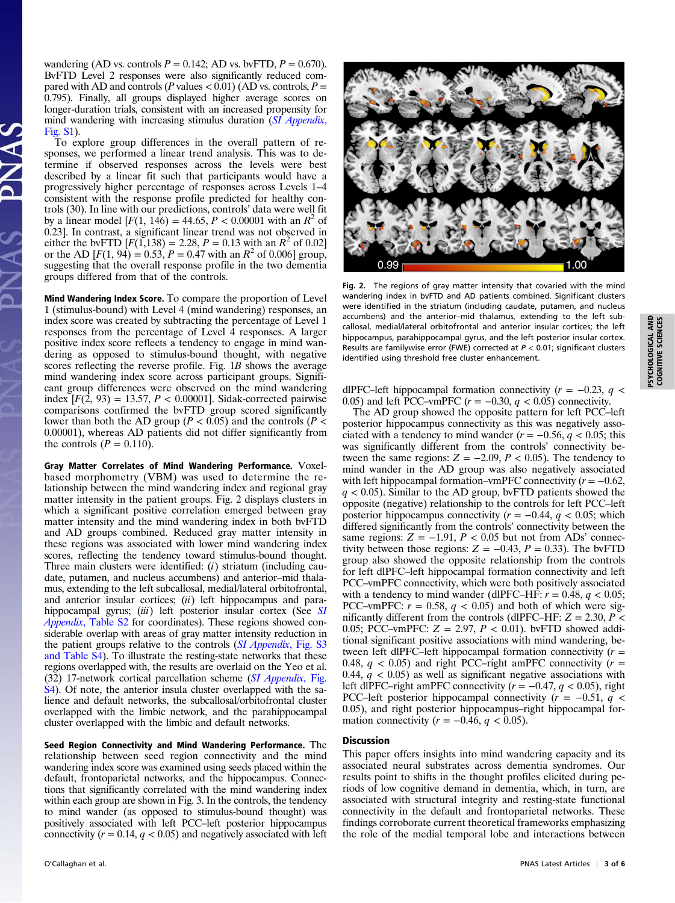wandering (AD vs. controls $P = 0.142$; AD vs. bvFTD, $P = 0.670$). BvFTD Level 2 responses were also significantly reduced compared with AD and controls ($P$ values $< 0.01$) (AD vs. controls, $P = 0.795$). Finally, all groups displayed higher average scores on longer-duration trials, consistent with an increased propensity for mind wandering with increasing stimulus duration (*SI Appendix*, Fig. S1).

To explore group differences in the overall pattern of responses, we performed a linear trend analysis. This was to determine if observed responses across the levels were best described by a linear fit such that participants would have a progressively higher percentage of responses across Levels 1–4 consistent with the response profile predicted for healthy controls (30). In line with our predictions, controls' data were well fit by a linear model [$F(1, 146) = 44.65$, $P < 0.00001$ with an $R^2$ of 0.23]. In contrast, a significant linear trend was not observed in either the bvFTD [$F(1,138) = 2.28$, $P = 0.13$ with an $R^2$ of 0.02] or the AD [$F(1, 94) = 0.53$, $P = 0.47$ with an $R^2$ of 0.006] group, suggesting that the overall response profile in the two dementia groups differed from that of the controls.

**Mind Wandering Index Score.** To compare the proportion of Level 1 (stimulus-bound) with Level 4 (mind wandering) responses, an index score was created by subtracting the percentage of Level 1 responses from the percentage of Level 4 responses. A larger positive index score reflects a tendency to engage in mind wandering as opposed to stimulus-bound thought, with negative scores reflecting the reverse profile. Fig. 1B shows the average mind wandering index score across participant groups. Significant group differences were observed on the mind wandering index [$F(2, 93) = 13.57$, $P < 0.00001$]. Sidak-corrected pairwise comparisons confirmed the bvFTD group scored significantly lower than both the AD group ($P < 0.05$) and the controls ($P < 0.00001$), whereas AD patients did not differ significantly from the controls ($P = 0.110$).

**Gray Matter Correlates of Mind Wandering Performance.** Voxel-based morphometry (VBM) was used to determine the relationship between the mind wandering index and regional gray matter intensity in the patient groups. Fig. 2 displays clusters in which a significant positive correlation emerged between gray matter intensity and the mind wandering index in both bvFTD and AD groups combined. Reduced gray matter intensity in these regions was associated with lower mind wandering index scores, reflecting the tendency toward stimulus-bound thought. Three main clusters were identified: (*i*) striatum (including caudate, putamen, and nucleus accumbens) and anterior–mid thalamus, extending to the left subcallosal, medial/lateral orbitofrontal, and anterior insular cortices; (*ii*) left hippocampus and parahippocampal gyrus; (*iii*) left posterior insular cortex (See *SI Appendix*, Table S2 for coordinates). These regions showed considerable overlap with areas of gray matter intensity reduction in the patient groups relative to the controls (*SI Appendix*, Fig. S3 and Table S4). To illustrate the resting-state networks that these regions overlapped with, the results are overlaid on the Yeo et al. (32) 17-network cortical parcellation scheme (*SI Appendix*, Fig. S4). Of note, the anterior insula cluster overlapped with the salience and default networks, the subcallosal/orbitofrontal cluster overlapped with the limbic network, and the parahippocampal cluster overlapped with the limbic and default networks.

**Seed Region Connectivity and Mind Wandering Performance.** The relationship between seed region connectivity and the mind wandering index score was examined using seeds placed within the default, frontoparietal networks, and the hippocampus. Connections that significantly correlated with the mind wandering index within each group are shown in Fig. 3. In the controls, the tendency to mind wander (as opposed to stimulus-bound thought) was positively associated with left PCC–left posterior hippocampus connectivity ($r = 0.14$, $q < 0.05$) and negatively associated with left dlPFC–left hippocampal formation connectivity ($r = -0.23$, $q < 0.05$) and left PCC–vmPFC ($r = -0.30$, $q < 0.05$) connectivity.

Fig. 2. The regions of gray matter intensity that covaried with the mind wandering index in bvFTD and AD patients combined. Significant clusters were identified in the striatum (including caudate, putamen, and nucleus accumbens) and the anterior–mid thalamus, extending to the left subcallosal, medial/lateral orbitofrontal and anterior insular cortices; the left hippocampus, parahippocampal gyrus, and the left posterior insular cortex. Results are familywise error (FWE) corrected at $P < 0.01$; significant clusters identified using threshold free cluster enhancement.

The AD group showed the opposite pattern for left PCC–left posterior hippocampus connectivity as this was negatively associated with a tendency to mind wander ($r = -0.56$, $q < 0.05$; this was significantly different from the controls' connectivity between the same regions: $Z = -2.09$, $P < 0.05$). The tendency to mind wander in the AD group was also negatively associated with left hippocampal formation–vmPFC connectivity ($r = -0.62$, $q < 0.05$). Similar to the AD group, bvFTD patients showed the opposite (negative) relationship to the controls for left PCC–left posterior hippocampus connectivity ($r = -0.44$, $q < 0.05$; which differed significantly from the controls' connectivity between the same regions: $Z = -1.91$, $P < 0.05$ but not from ADs' connectivity between those regions: $Z = -0.43$, $P = 0.33$). The bvFTD group also showed the opposite relationship from the controls for left dlPFC–left hippocampal formation connectivity and left PCC–vmPFC connectivity, which were both positively associated with a tendency to mind wander (dlPFC–HF: $r = 0.48$, $q < 0.05$; PCC–vmPFC: $r = 0.58$, $q < 0.05$) and both of which were significantly different from the controls (dlPFC–HF: $Z = 2.30$, $P < 0.05$; PCC–vmPFC: $Z = 2.97$, $P < 0.01$). bvFTD showed additional significant positive associations with mind wandering, between left dlPFC–left hippocampal formation connectivity ($r = 0.48$, $q < 0.05$) and right PCC–right amPFC connectivity ($r = 0.44$, $q < 0.05$) as well as significant negative associations with left dlPFC–right amPFC connectivity ($r = -0.47$, $q < 0.05$), right PCC–left posterior hippocampal connectivity ($r = -0.51$, $q < 0.05$), and right posterior hippocampus–right hippocampal formation connectivity ($r = -0.46$, $q < 0.05$).

## Discussion

This paper offers insights into mind wandering capacity and its associated neural substrates across dementia syndromes. Our results point to shifts in the thought profiles elicited during periods of low cognitive demand in dementia, which, in turn, are associated with structural integrity and resting-state functional connectivity in the default and frontoparietal networks. These findings corroborate current theoretical frameworks emphasizing the role of the medial temporal lobe and interactions between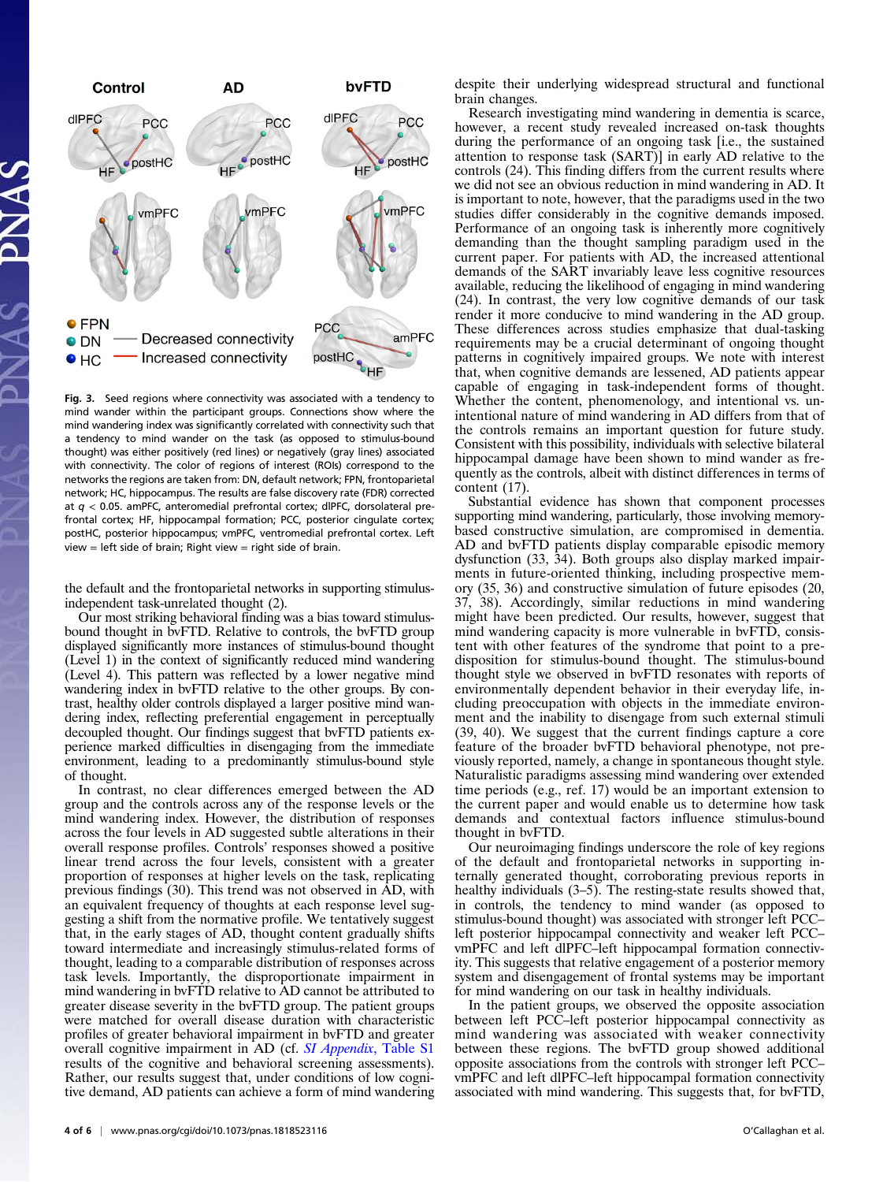**Fig. 3.** Seed regions where connectivity was associated with a tendency to mind wander within the participant groups. Connections show where the mind wandering index was significantly correlated with connectivity such that a tendency to mind wander on the task (as opposed to stimulus-bound thought) was either positively (red lines) or negatively (gray lines) associated with connectivity. The color of regions of interest (ROIs) correspond to the networks the regions are taken from: DN, default network; FPN, frontoparietal network; HC, hippocampus. The results are false discovery rate (FDR) corrected at $q < 0.05$. amPFC, anteromedial prefrontal cortex; dlPFC, dorsolateral prefrontal cortex; HF, hippocampal formation; PCC, posterior cingulate cortex; postHC, posterior hippocampus; vmPFC, ventromedial prefrontal cortex. Left view = left side of brain; Right view = right side of brain.

the default and the frontoparietal networks in supporting stimulus-independent task-unrelated thought (2).

Our most striking behavioral finding was a bias toward stimulus-bound thought in bvFTD. Relative to controls, the bvFTD group displayed significantly more instances of stimulus-bound thought (Level 1) in the context of significantly reduced mind wandering (Level 4). This pattern was reflected by a lower negative mind wandering index in bvFTD relative to the other groups. By contrast, healthy older controls displayed a larger positive mind wandering index, reflecting preferential engagement in perceptually decoupled thought. Our findings suggest that bvFTD patients experience marked difficulties in disengaging from the immediate environment, leading to a predominantly stimulus-bound style of thought.

In contrast, no clear differences emerged between the AD group and the controls across any of the response levels or the mind wandering index. However, the distribution of responses across the four levels in AD suggested subtle alterations in their overall response profiles. Controls' responses showed a positive linear trend across the four levels, consistent with a greater proportion of responses at higher levels on the task, replicating previous findings (30). This trend was not observed in AD, with an equivalent frequency of thoughts at each response level suggesting a shift from the normative profile. We tentatively suggest that, in the early stages of AD, thought content gradually shifts toward intermediate and increasingly stimulus-related forms of thought, leading to a comparable distribution of responses across task levels. Importantly, the disproportionate impairment in mind wandering in bvFTD relative to AD cannot be attributed to greater disease severity in the bvFTD group. The patient groups were matched for overall disease duration with characteristic profiles of greater behavioral impairment in bvFTD and greater overall cognitive impairment in AD (cf. *SI Appendix*, Table S1 results of the cognitive and behavioral screening assessments). Rather, our results suggest that, under conditions of low cognitive demand, AD patients can achieve a form of mind wandering despite their underlying widespread structural and functional brain changes.

Research investigating mind wandering in dementia is scarce, however, a recent study revealed increased on-task thoughts during the performance of an ongoing task [i.e., the sustained attention to response task (SART)] in early AD relative to the controls (24). This finding differs from the current results where we did not see an obvious reduction in mind wandering in AD. It is important to note, however, that the paradigms used in the two studies differ considerably in the cognitive demands imposed. Performance of an ongoing task is inherently more cognitively demanding than the thought sampling paradigm used in the current paper. For patients with AD, the increased attentional demands of the SART invariably leave less cognitive resources available, reducing the likelihood of engaging in mind wandering (24). In contrast, the very low cognitive demands of our task render it more conducive to mind wandering in the AD group. These differences across studies emphasize that dual-tasking requirements may be a crucial determinant of ongoing thought patterns in cognitively impaired groups. We note with interest that, when cognitive demands are lessened, AD patients appear capable of engaging in task-independent forms of thought. Whether the content, phenomenology, and intentional vs. unintentional nature of mind wandering in AD differs from that of the controls remains an important question for future study. Consistent with this possibility, individuals with selective bilateral hippocampal damage have been shown to mind wander as frequently as the controls, albeit with distinct differences in terms of content (17).

Substantial evidence has shown that component processes supporting mind wandering, particularly, those involving memory-based constructive simulation, are compromised in dementia. AD and bvFTD patients display comparable episodic memory dysfunction (33, 34). Both groups also display marked impairments in future-oriented thinking, including prospective memory (35, 36) and constructive simulation of future episodes (20, 37, 38). Accordingly, similar reductions in mind wandering might have been predicted. Our results, however, suggest that mind wandering capacity is more vulnerable in bvFTD, consistent with other features of the syndrome that point to a predisposition for stimulus-bound thought. The stimulus-bound thought style we observed in bvFTD resonates with reports of environmentally dependent behavior in their everyday life, including preoccupation with objects in the immediate environment and the inability to disengage from such external stimuli (39, 40). We suggest that the current findings capture a core feature of the broader bvFTD behavioral phenotype, not previously reported, namely, a change in spontaneous thought style. Naturalistic paradigms assessing mind wandering over extended time periods (e.g., ref. 17) would be an important extension to the current paper and would enable us to determine how task demands and contextual factors influence stimulus-bound thought in bvFTD.

Our neuroimaging findings underscore the role of key regions of the default and frontoparietal networks in supporting internally generated thought, corroborating previous reports in healthy individuals (3–5). The resting-state results showed that, in controls, the tendency to mind wander (as opposed to stimulus-bound thought) was associated with stronger left PCC–left posterior hippocampal connectivity and weaker left PCC–vmPFC and left dlPFC–left hippocampal formation connectivity. This suggests that relative engagement of a posterior memory system and disengagement of frontal systems may be important for mind wandering on our task in healthy individuals.

In the patient groups, we observed the opposite association between left PCC–left posterior hippocampal connectivity as mind wandering was associated with weaker connectivity between these regions. The bvFTD group showed additional opposite associations from the controls with stronger left PCC–vmPFC and left dlPFC–left hippocampal formation connectivity associated with mind wandering. This suggests that, for bvFTD,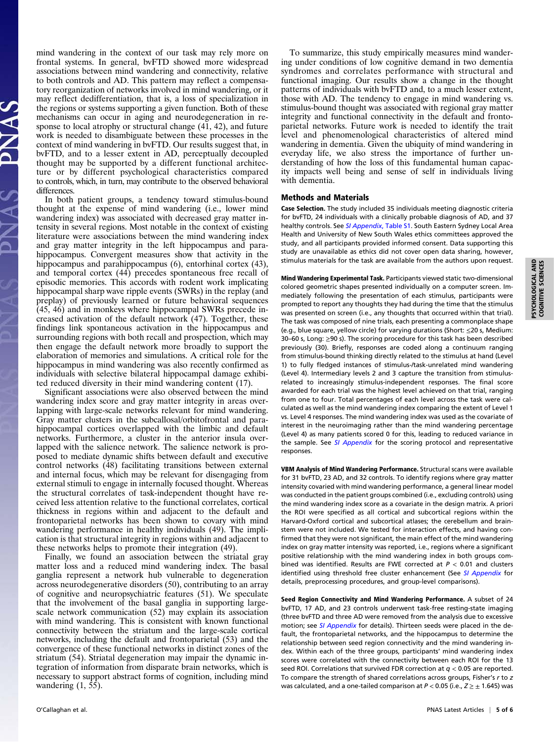mind wandering in the context of our task may rely more on frontal systems. In general, bvFTD showed more widespread associations between mind wandering and connectivity, relative to both controls and AD. This pattern may reflect a compensatory reorganization of networks involved in mind wandering, or it may reflect dedifferentiation, that is, a loss of specialization in the regions or systems supporting a given function. Both of these mechanisms can occur in aging and neurodegeneration in response to local atrophy or structural change (41, 42), and future work is needed to disambiguate between these processes in the context of mind wandering in bvFTD. Our results suggest that, in bvFTD, and to a lesser extent in AD, perceptually decoupled thought may be supported by a different functional architecture or by different psychological characteristics compared to controls, which, in turn, may contribute to the observed behavioral differences.

In both patient groups, a tendency toward stimulus-bound thought at the expense of mind wandering (i.e., lower mind wandering index) was associated with decreased gray matter intensity in several regions. Most notable in the context of existing literature were associations between the mind wandering index and gray matter integrity in the left hippocampus and parahippocampus. Convergent measures show that activity in the hippocampus and parahippocampus (6), entorhinal cortex (43), and temporal cortex (44) precedes spontaneous free recall of episodic memories. This accords with rodent work implicating hippocampal sharp wave ripple events (SWRs) in the replay (and preplay) of previously learned or future behavioral sequences (45, 46) and in monkeys where hippocampal SWRs precede increased activation of the default network (47). Together, these findings link spontaneous activation in the hippocampus and surrounding regions with both recall and prospection, which may then engage the default network more broadly to support the elaboration of memories and simulations. A critical role for the hippocampus in mind wandering was also recently confirmed as individuals with selective bilateral hippocampal damage exhibited reduced diversity in their mind wandering content (17).

Significant associations were also observed between the mind wandering index score and gray matter integrity in areas overlapping with large-scale networks relevant for mind wandering. Gray matter clusters in the subcallosal/orbitofrontal and parahippocampal cortices overlapped with the limbic and default networks. Furthermore, a cluster in the anterior insula overlapped with the salience network. The salience network is proposed to mediate dynamic shifts between default and executive control networks (48) facilitating transitions between external and internal focus, which may be relevant for disengaging from external stimuli to engage in internally focused thought. Whereas the structural correlates of task-independent thought have received less attention relative to the functional correlates, cortical thickness in regions within and adjacent to the default and frontoparietal networks has been shown to covary with mind wandering performance in healthy individuals (49). The implication is that structural integrity in regions within and adjacent to these networks helps to promote their integration (49).

Finally, we found an association between the striatal gray matter loss and a reduced mind wandering index. The basal ganglia represent a network hub vulnerable to degeneration across neurodegenerative disorders (50), contributing to an array of cognitive and neuropsychiatric features (51). We speculate that the involvement of the basal ganglia in supporting large-scale network communication (52) may explain its association with mind wandering. This is consistent with known functional connectivity between the striatum and the large-scale cortical networks, including the default and frontoparietal (53) and the convergence of these functional networks in distinct zones of the striatum (54). Striatal degeneration may impair the dynamic integration of information from disparate brain networks, which is necessary to support abstract forms of cognition, including mind wandering (1, 55).

To summarize, this study empirically measures mind wandering under conditions of low cognitive demand in two dementia syndromes and correlates performance with structural and functional imaging. Our results show a change in the thought patterns of individuals with bvFTD and, to a much lesser extent, those with AD. The tendency to engage in mind wandering vs. stimulus-bound thought was associated with regional gray matter integrity and functional connectivity in the default and frontoparietal networks. Future work is needed to identify the trait level and phenomenological characteristics of altered mind wandering in dementia. Given the ubiquity of mind wandering in everyday life, we also stress the importance of further understanding of how the loss of this fundamental human capacity impacts well being and sense of self in individuals living with dementia.

## Methods and Materials

**Case Selection.** The study included 35 individuals meeting diagnostic criteria for bvFTD, 24 individuals with a clinically probable diagnosis of AD, and 37 healthy controls. See *SI Appendix*, Table S1. South Eastern Sydney Local Area Health and University of New South Wales ethics committees approved the study, and all participants provided informed consent. Data supporting this study are unavailable as ethics did not cover open data sharing, however, stimulus materials for the task are available from the authors upon request.

**Mind Wandering Experimental Task.** Participants viewed static two-dimensional colored geometric shapes presented individually on a computer screen. Immediately following the presentation of each stimulus, participants were prompted to report any thoughts they had during the time that the stimulus was presented on screen (i.e., any thoughts that occurred within that trial). The task was composed of nine trials, each presenting a commonplace shape (e.g., blue square, yellow circle) for varying durations (Short: ≤20 s, Medium: 30–60 s, Long: ≥90 s). The scoring procedure for this task has been described previously (30). Briefly, responses are coded along a continuum ranging from stimulus-bound thinking directly related to the stimulus at hand (Level 1) to fully fledged instances of stimulus-/task-unrelated mind wandering (Level 4). Intermediary levels 2 and 3 capture the transition from stimulus-related to increasingly stimulus-independent responses. The final score awarded for each trial was the highest level achieved on that trial, ranging from one to four. Total percentages of each level across the task were calculated as well as the mind wandering index comparing the extent of Level 1 vs. Level 4 responses. The mind wandering index was used as the covariate of interest in the neuroimaging rather than the mind wandering percentage (Level 4) as many patients scored 0 for this, leading to reduced variance in the sample. See *SI Appendix* for the scoring protocol and representative responses.

**VBM Analysis of Mind Wandering Performance.** Structural scans were available for 31 bvFTD, 23 AD, and 32 controls. To identify regions where gray matter intensity covaried with mind wandering performance, a general linear model was conducted in the patient groups combined (i.e., excluding controls) using the mind wandering index score as a covariate in the design matrix. A priori the ROI were specified as all cortical and subcortical regions within the Harvard-Oxford cortical and subcortical atlases; the cerebellum and brainstem were not included. We tested for interaction effects, and having confirmed that they were not significant, the main effect of the mind wandering index on gray matter intensity was reported, i.e., regions where a significant positive relationship with the mind wandering index in both groups combined was identified. Results are FWE corrected at $P < 0.01$ and clusters identified using threshold free cluster enhancement (See *SI Appendix* for details, preprocessing procedures, and group-level comparisons).

**Seed Region Connectivity and Mind Wandering Performance.** A subset of 24 bvFTD, 17 AD, and 23 controls underwent task-free resting-state imaging (three bvFTD and three AD were removed from the analysis due to excessive motion; see *SI Appendix* for details). Thirteen seeds were placed in the default, the frontoparietal networks, and the hippocampus to determine the relationship between seed region connectivity and the mind wandering index. Within each of the three groups, participants' mind wandering index scores were correlated with the connectivity between each ROI for the 13 seed ROI. Correlations that survived FDR correction at $q < 0.05$ are reported. To compare the strength of shared correlations across groups, Fisher's $r$ to $z$ was calculated, and a one-tailed comparison at $P < 0.05$ (i.e., $Z \geq \pm 1.645$) was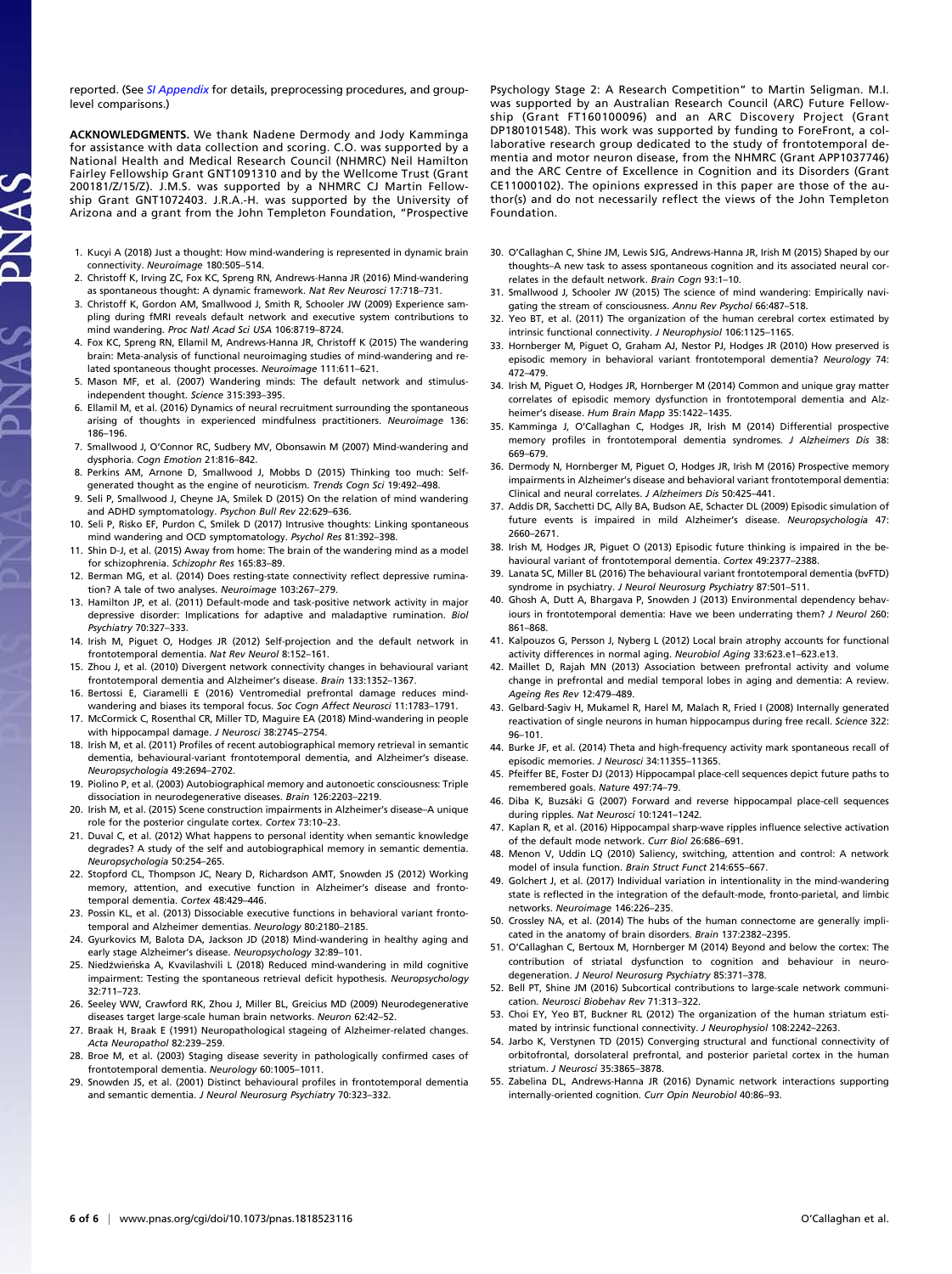reported. (See *SI Appendix* for details, preprocessing procedures, and group-level comparisons.)

**ACKNOWLEDGMENTS.** We thank Nadene Dermody and Jody Kamminga for assistance with data collection and scoring. C.O. was supported by a National Health and Medical Research Council (NHMRC) Neil Hamilton Fairley Fellowship Grant GNT1091310 and by the Wellcome Trust (Grant 200181/Z/15/Z). J.M.S. was supported by a NHMRC CJ Martin Fellowship Grant GNT1072403. J.R.A.-H. was supported by the University of Arizona and a grant from the John Templeton Foundation, "Prospective Psychology Stage 2: A Research Competition" to Martin Seligman. M.I. was supported by an Australian Research Council (ARC) Future Fellowship (Grant FT160100096) and an ARC Discovery Project (Grant DP180101548). This work was supported by funding to ForeFront, a collaborative research group dedicated to the study of frontotemporal dementia and motor neuron disease, from the NHMRC (Grant APP1037746) and the ARC Centre of Excellence in Cognition and its Disorders (Grant CE11000102). The opinions expressed in this paper are those of the author(s) and do not necessarily reflect the views of the John Templeton Foundation.

1. Kucyi A (2018) Just a thought: How mind-wandering is represented in dynamic brain connectivity. *Neuroimage* 180:505–514.
2. Christoff K, Irving ZC, Fox KC, Spreng RN, Andrews-Hanna JR (2016) Mind-wandering as spontaneous thought: A dynamic framework. *Nat Rev Neurosci* 17:718–731.
3. Christoff K, Gordon AM, Smallwood J, Smith R, Schooler JW (2009) Experience sampling during fMRI reveals default network and executive system contributions to mind wandering. *Proc Natl Acad Sci USA* 106:8719–8724.
4. Fox KC, Spreng RN, Ellamil M, Andrews-Hanna JR, Christoff K (2015) The wandering brain: Meta-analysis of functional neuroimaging studies of mind-wandering and related spontaneous thought processes. *Neuroimage* 111:611–621.
5. Mason MF, et al. (2007) Wandering minds: The default network and stimulus-independent thought. *Science* 315:393–395.
6. Ellamil M, et al. (2016) Dynamics of neural recruitment surrounding the spontaneous arising of thoughts in experienced mindfulness practitioners. *Neuroimage* 136: 186–196.
7. Smallwood J, O'Connor RC, Sudbery MV, Obonsawin M (2007) Mind-wandering and dysphoria. *Cogn Emotion* 21:816–842.
8. Perkins AM, Arnone D, Smallwood J, Mobbs D (2015) Thinking too much: Self-generated thought as the engine of neuroticism. *Trends Cogn Sci* 19:492–498.
9. Seli P, Smallwood J, Cheyne JA, Smilek D (2015) On the relation of mind wandering and ADHD symptomatology. *Psychon Bull Rev* 22:629–636.
10. Seli P, Risko EF, Purdon C, Smilek D (2017) Intrusive thoughts: Linking spontaneous mind wandering and OCD symptomatology. *Psychol Res* 81:392–398.
11. Shin D-J, et al. (2015) Away from home: The brain of the wandering mind as a model for schizophrenia. *Schizophr Res* 165:83–89.
12. Berman MG, et al. (2014) Does resting-state connectivity reflect depressive rumination? A tale of two analyses. *Neuroimage* 103:267–279.
13. Hamilton JP, et al. (2011) Default-mode and task-positive network activity in major depressive disorder: Implications for adaptive and maladaptive rumination. *Biol Psychiatry* 70:327–333.
14. Irish M, Piguet O, Hodges JR (2012) Self-projection and the default network in frontotemporal dementia. *Nat Rev Neurol* 8:152–161.
15. Zhou J, et al. (2010) Divergent network connectivity changes in behavioural variant frontotemporal dementia and Alzheimer's disease. *Brain* 133:1352–1367.
16. Bertossi E, Ciaramelli E (2016) Ventromedial prefrontal damage reduces mind-wandering and biases its temporal focus. *Soc Cogn Affect Neurosci* 11:1783–1791.
17. McCormick C, Rosenthal CR, Miller TD, Maguire EA (2018) Mind-wandering in people with hippocampal damage. *J Neurosci* 38:2745–2754.
18. Irish M, et al. (2011) Profiles of recent autobiographical memory retrieval in semantic dementia, behavioural-variant frontotemporal dementia, and Alzheimer's disease. *Neuropsychologia* 49:2694–2702.
19. Piolino P, et al. (2003) Autobiographical memory and autonoetic consciousness: Triple dissociation in neurodegenerative diseases. *Brain* 126:2203–2219.
20. Irish M, et al. (2015) Scene construction impairments in Alzheimer's disease–A unique role for the posterior cingulate cortex. *Cortex* 73:10–23.
21. Duval C, et al. (2012) What happens to personal identity when semantic knowledge degrades? A study of the self and autobiographical memory in semantic dementia. *Neuropsychologia* 50:254–265.
22. Stopford CL, Thompson JC, Neary D, Richardson AMT, Snowden JS (2012) Working memory, attention, and executive function in Alzheimer's disease and frontotemporal dementia. *Cortex* 48:429–446.
23. Possin KL, et al. (2013) Dissociable executive functions in behavioral variant frontotemporal and Alzheimer dementias. *Neurology* 80:2180–2185.
24. Gyurkovics M, Balota DA, Jackson JD (2018) Mind-wandering in healthy aging and early stage Alzheimer's disease. *Neuropsychology* 32:89–101.
25. Niedźwieńska A, Kvavilashvili L (2018) Reduced mind-wandering in mild cognitive impairment: Testing the spontaneous retrieval deficit hypothesis. *Neuropsychology* 32:711–723.
26. Seeley WW, Crawford RK, Zhou J, Miller BL, Greicius MD (2009) Neurodegenerative diseases target large-scale human brain networks. *Neuron* 62:42–52.
27. Braak H, Braak E (1991) Neuropathological stageing of Alzheimer-related changes. *Acta Neuropathol* 82:239–259.
28. Broe M, et al. (2003) Staging disease severity in pathologically confirmed cases of frontotemporal dementia. *Neurology* 60:1005–1011.
29. Snowden JS, et al. (2001) Distinct behavioural profiles in frontotemporal dementia and semantic dementia. *J Neurol Neurosurg Psychiatry* 70:323–332.
30. O'Callaghan C, Shine JM, Lewis SJG, Andrews-Hanna JR, Irish M (2015) Shaped by our thoughts–A new task to assess spontaneous cognition and its associated neural correlates in the default network. *Brain Cogn* 93:1–10.
31. Smallwood J, Schooler JW (2015) The science of mind wandering: Empirically navigating the stream of consciousness. *Annu Rev Psychol* 66:487–518.
32. Yeo BT, et al. (2011) The organization of the human cerebral cortex estimated by intrinsic functional connectivity. *J Neurophysiol* 106:1125–1165.
33. Hornberger M, Piguet O, Graham AJ, Nestor PJ, Hodges JR (2010) How preserved is episodic memory in behavioral variant frontotemporal dementia? *Neurology* 74: 472–479.
34. Irish M, Piguet O, Hodges JR, Hornberger M (2014) Common and unique gray matter correlates of episodic memory dysfunction in frontotemporal dementia and Alzheimer's disease. *Hum Brain Mapp* 35:1422–1435.
35. Kamminga J, O'Callaghan C, Hodges JR, Irish M (2014) Differential prospective memory profiles in frontotemporal dementia syndromes. *J Alzheimers Dis* 38: 669–679.
36. Dermody N, Hornberger M, Piguet O, Hodges JR, Irish M (2016) Prospective memory impairments in Alzheimer's disease and behavioral variant frontotemporal dementia: Clinical and neural correlates. *J Alzheimers Dis* 50:425–441.
37. Addis DR, Sacchetti DC, Ally BA, Budson AE, Schacter DL (2009) Episodic simulation of future events is impaired in mild Alzheimer's disease. *Neuropsychologia* 47: 2660–2671.
38. Irish M, Hodges JR, Piguet O (2013) Episodic future thinking is impaired in the behavioural variant of frontotemporal dementia. *Cortex* 49:2377–2388.
39. Lanata SC, Miller BL (2016) The behavioural variant frontotemporal dementia (bvFTD) syndrome in psychiatry. *J Neurol Neurosurg Psychiatry* 87:501–511.
40. Ghosh A, Dutt A, Bhargava P, Snowden J (2013) Environmental dependency behaviours in frontotemporal dementia: Have we been underrating them? *J Neurol* 260: 861–868.
41. Kalpouzos G, Persson J, Nyberg L (2012) Local brain atrophy accounts for functional activity differences in normal aging. *Neurobiol Aging* 33:623.e1–623.e13.
42. Maillet D, Rajah MN (2013) Association between prefrontal activity and volume change in prefrontal and medial temporal lobes in aging and dementia: A review. *Ageing Res Rev* 12:479–489.
43. Gelbard-Sagiv H, Mukamel R, Harel M, Malach R, Fried I (2008) Internally generated reactivation of single neurons in human hippocampus during free recall. *Science* 322: 96–101.
44. Burke JF, et al. (2014) Theta and high-frequency activity mark spontaneous recall of episodic memories. *J Neurosci* 34:11355–11365.
45. Pfeiffer BE, Foster DJ (2013) Hippocampal place-cell sequences depict future paths to remembered goals. *Nature* 497:74–79.
46. Diba K, Buzsáki G (2007) Forward and reverse hippocampal place-cell sequences during ripples. *Nat Neurosci* 10:1241–1242.
47. Kaplan R, et al. (2016) Hippocampal sharp-wave ripples influence selective activation of the default mode network. *Curr Biol* 26:686–691.
48. Menon V, Uddin LQ (2010) Saliency, switching, attention and control: A network model of insula function. *Brain Struct Funct* 214:655–667.
49. Golchert J, et al. (2017) Individual variation in intentionality in the mind-wandering state is reflected in the integration of the default-mode, fronto-parietal, and limbic networks. *Neuroimage* 146:226–235.
50. Crossley NA, et al. (2014) The hubs of the human connectome are generally implicated in the anatomy of brain disorders. *Brain* 137:2382–2395.
51. O'Callaghan C, Bertoux M, Hornberger M (2014) Beyond and below the cortex: The contribution of striatal dysfunction to cognition and behaviour in neurodegeneration. *J Neurol Neurosurg Psychiatry* 85:371–378.
52. Bell PT, Shine JM (2016) Subcortical contributions to large-scale network communication. *Neurosci Biobehav Rev* 71:313–322.
53. Choi EY, Yeo BT, Buckner RL (2012) The organization of the human striatum estimated by intrinsic functional connectivity. *J Neurophysiol* 108:2242–2263.
54. Jarbo K, Verstynen TD (2015) Converging structural and functional connectivity of orbitofrontal, dorsolateral prefrontal, and posterior parietal cortex in the human striatum. *J Neurosci* 35:3865–3878.
55. Zabelina DL, Andrews-Hanna JR (2016) Dynamic network interactions supporting internally-oriented cognition. *Curr Opin Neurobiol* 40:86–93.